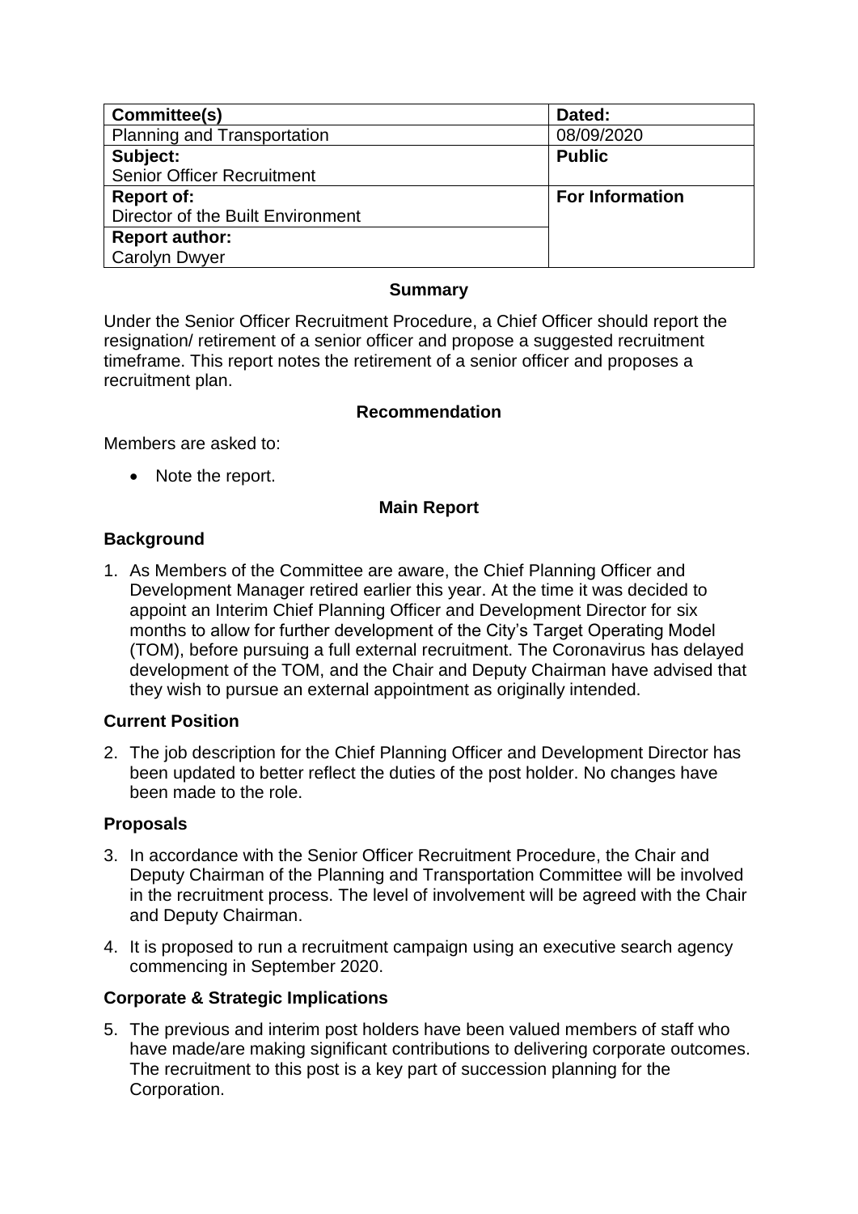| Committee(s) | Dated: |
| --- | --- |
| Planning and Transportation | 08/09/2020 |
| **Subject:** Senior Officer Recruitment | **Public** |
| **Report of:** Director of the Built Environment | **For Information** |
| **Report author:** Carolyn Dwyer | |

## Summary

Under the Senior Officer Recruitment Procedure, a Chief Officer should report the resignation/ retirement of a senior officer and propose a suggested recruitment timeframe. This report notes the retirement of a senior officer and proposes a recruitment plan.

## Recommendation

Members are asked to:

- Note the report.

## Main Report

### Background

1. As Members of the Committee are aware, the Chief Planning Officer and Development Manager retired earlier this year. At the time it was decided to appoint an Interim Chief Planning Officer and Development Director for six months to allow for further development of the City's Target Operating Model (TOM), before pursuing a full external recruitment. The Coronavirus has delayed development of the TOM, and the Chair and Deputy Chairman have advised that they wish to pursue an external appointment as originally intended.

### Current Position

2. The job description for the Chief Planning Officer and Development Director has been updated to better reflect the duties of the post holder. No changes have been made to the role.

### Proposals

3. In accordance with the Senior Officer Recruitment Procedure, the Chair and Deputy Chairman of the Planning and Transportation Committee will be involved in the recruitment process. The level of involvement will be agreed with the Chair and Deputy Chairman.
4. It is proposed to run a recruitment campaign using an executive search agency commencing in September 2020.

### Corporate & Strategic Implications

5. The previous and interim post holders have been valued members of staff who have made/are making significant contributions to delivering corporate outcomes. The recruitment to this post is a key part of succession planning for the Corporation.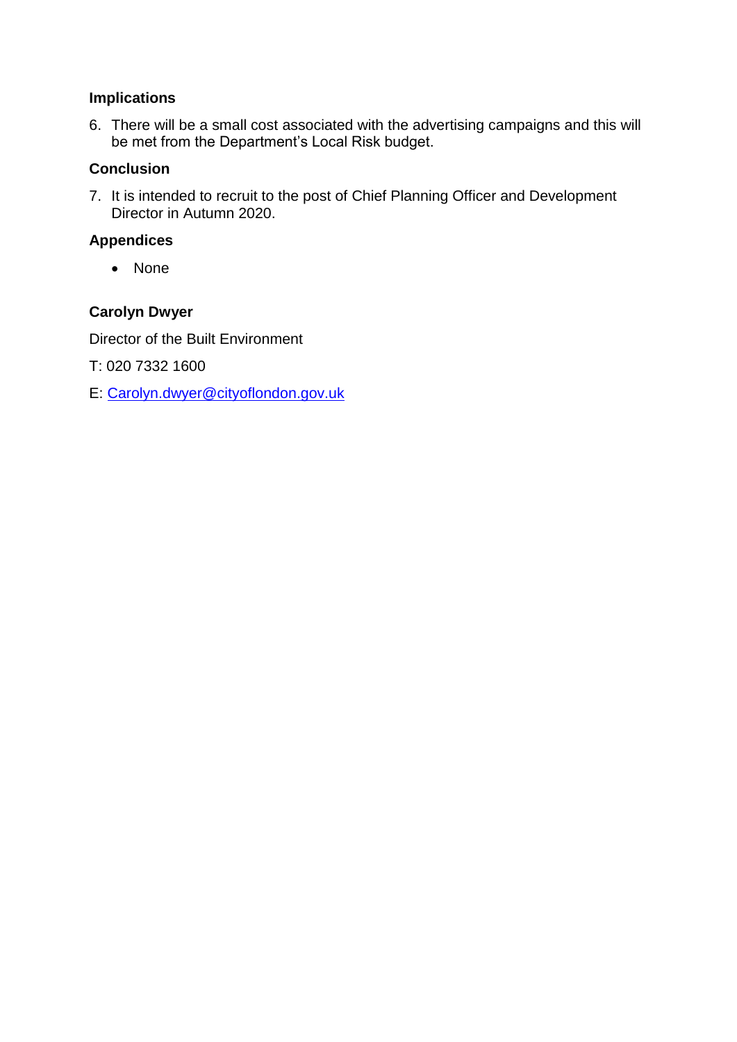**Implications**

6. There will be a small cost associated with the advertising campaigns and this will be met from the Department's Local Risk budget.

**Conclusion**

7. It is intended to recruit to the post of Chief Planning Officer and Development Director in Autumn 2020.

**Appendices**

- None

**Carolyn Dwyer**

Director of the Built Environment

T: 020 7332 1600

E: Carolyn.dwyer@cityoflondon.gov.uk